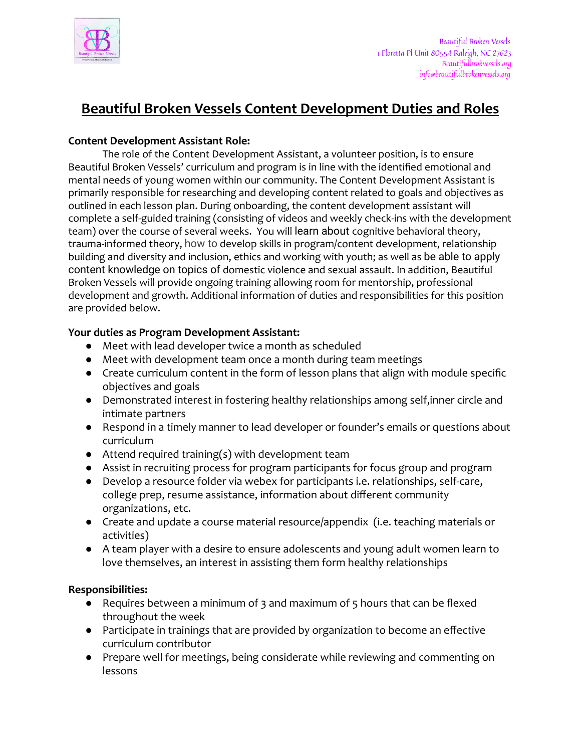Beautiful Broken Vessels
1 Floretta Pl Unit 80554 Raleigh, NC 27623
Beautifulbrokvessels.org
info@beautifulbrokenvessels.org

# Beautiful Broken Vessels Content Development Duties and Roles

**Content Development Assistant Role:**

The role of the Content Development Assistant, a volunteer position, is to ensure Beautiful Broken Vessels' curriculum and program is in line with the identified emotional and mental needs of young women within our community. The Content Development Assistant is primarily responsible for researching and developing content related to goals and objectives as outlined in each lesson plan. During onboarding, the content development assistant will complete a self-guided training (consisting of videos and weekly check-ins with the development team) over the course of several weeks. You will learn about cognitive behavioral theory, trauma-informed theory, how to develop skills in program/content development, relationship building and diversity and inclusion, ethics and working with youth; as well as be able to apply content knowledge on topics of domestic violence and sexual assault. In addition, Beautiful Broken Vessels will provide ongoing training allowing room for mentorship, professional development and growth. Additional information of duties and responsibilities for this position are provided below.

**Your duties as Program Development Assistant:**

- Meet with lead developer twice a month as scheduled
- Meet with development team once a month during team meetings
- Create curriculum content in the form of lesson plans that align with module specific objectives and goals
- Demonstrated interest in fostering healthy relationships among self,inner circle and intimate partners
- Respond in a timely manner to lead developer or founder's emails or questions about curriculum
- Attend required training(s) with development team
- Assist in recruiting process for program participants for focus group and program
- Develop a resource folder via webex for participants i.e. relationships, self-care, college prep, resume assistance, information about different community organizations, etc.
- Create and update a course material resource/appendix (i.e. teaching materials or activities)
- A team player with a desire to ensure adolescents and young adult women learn to love themselves, an interest in assisting them form healthy relationships

**Responsibilities:**

- Requires between a minimum of 3 and maximum of 5 hours that can be flexed throughout the week
- Participate in trainings that are provided by organization to become an effective curriculum contributor
- Prepare well for meetings, being considerate while reviewing and commenting on lessons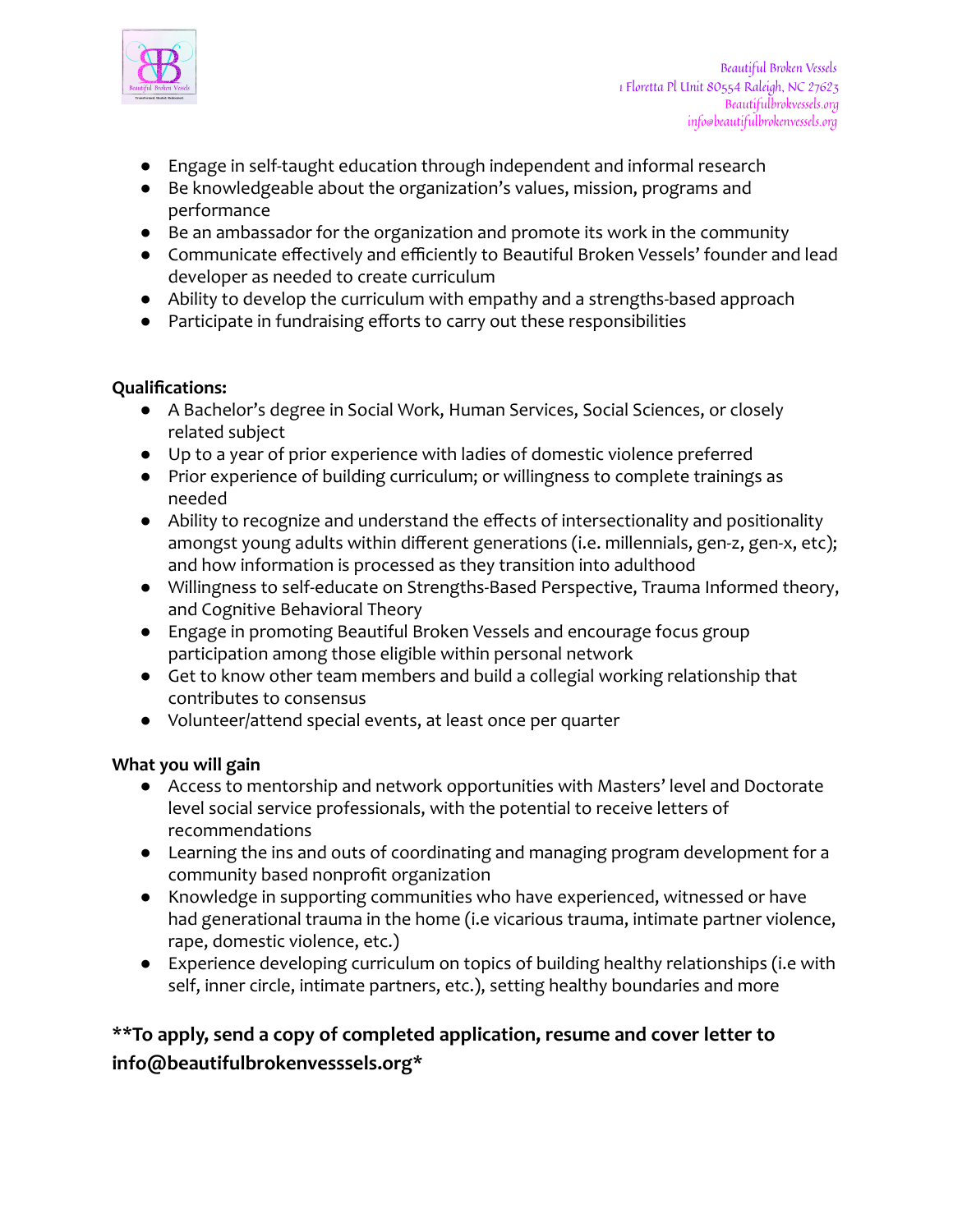- Engage in self-taught education through independent and informal research
- Be knowledgeable about the organization's values, mission, programs and performance
- Be an ambassador for the organization and promote its work in the community
- Communicate effectively and efficiently to Beautiful Broken Vessels' founder and lead developer as needed to create curriculum
- Ability to develop the curriculum with empathy and a strengths-based approach
- Participate in fundraising efforts to carry out these responsibilities

**Qualifications:**

- A Bachelor's degree in Social Work, Human Services, Social Sciences, or closely related subject
- Up to a year of prior experience with ladies of domestic violence preferred
- Prior experience of building curriculum; or willingness to complete trainings as needed
- Ability to recognize and understand the effects of intersectionality and positionality amongst young adults within different generations (i.e. millennials, gen-z, gen-x, etc); and how information is processed as they transition into adulthood
- Willingness to self-educate on Strengths-Based Perspective, Trauma Informed theory, and Cognitive Behavioral Theory
- Engage in promoting Beautiful Broken Vessels and encourage focus group participation among those eligible within personal network
- Get to know other team members and build a collegial working relationship that contributes to consensus
- Volunteer/attend special events, at least once per quarter

**What you will gain**

- Access to mentorship and network opportunities with Masters' level and Doctorate level social service professionals, with the potential to receive letters of recommendations
- Learning the ins and outs of coordinating and managing program development for a community based nonprofit organization
- Knowledge in supporting communities who have experienced, witnessed or have had generational trauma in the home (i.e vicarious trauma, intimate partner violence, rape, domestic violence, etc.)
- Experience developing curriculum on topics of building healthy relationships (i.e with self, inner circle, intimate partners, etc.), setting healthy boundaries and more

**\*\*To apply, send a copy of completed application, resume and cover letter to info@beautifulbrokenvesssels.org\***